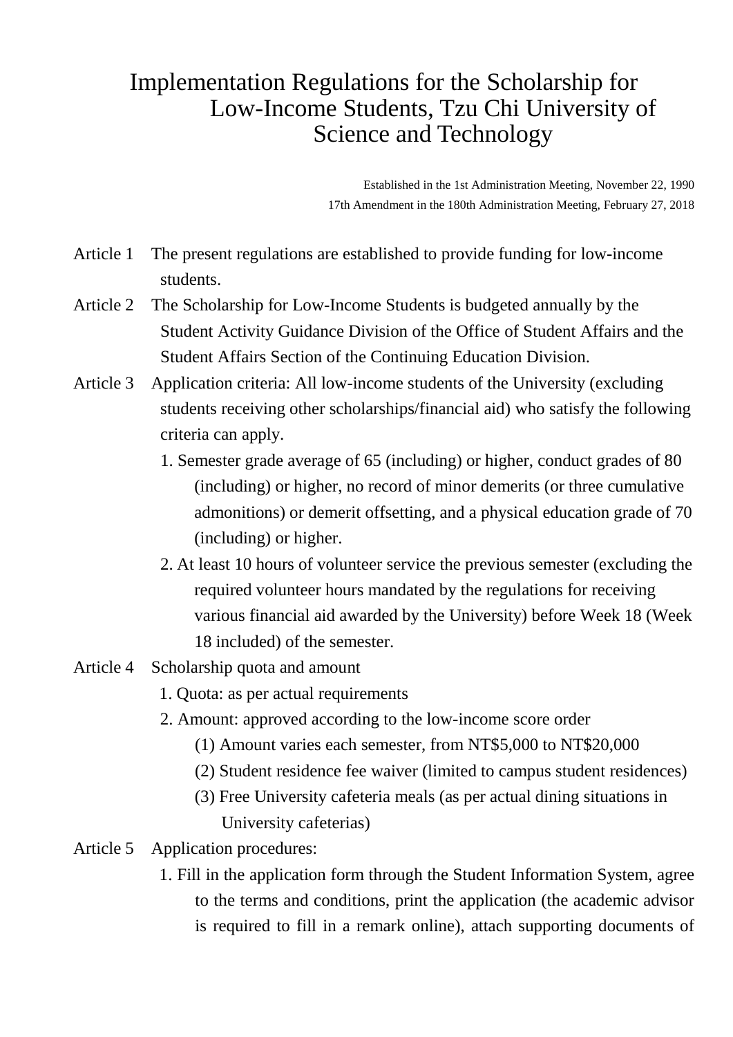# Implementation Regulations for the Scholarship for Low-Income Students, Tzu Chi University of Science and Technology

Established in the 1st Administration Meeting, November 22, 1990
17th Amendment in the 180th Administration Meeting, February 27, 2018

Article 1 The present regulations are established to provide funding for low-income students.

Article 2 The Scholarship for Low-Income Students is budgeted annually by the Student Activity Guidance Division of the Office of Student Affairs and the Student Affairs Section of the Continuing Education Division.

Article 3 Application criteria: All low-income students of the University (excluding students receiving other scholarships/financial aid) who satisfy the following criteria can apply.

1. Semester grade average of 65 (including) or higher, conduct grades of 80 (including) or higher, no record of minor demerits (or three cumulative admonitions) or demerit offsetting, and a physical education grade of 70 (including) or higher.
2. At least 10 hours of volunteer service the previous semester (excluding the required volunteer hours mandated by the regulations for receiving various financial aid awarded by the University) before Week 18 (Week 18 included) of the semester.

Article 4 Scholarship quota and amount

1. Quota: as per actual requirements
2. Amount: approved according to the low-income score order
   (1) Amount varies each semester, from NT$5,000 to NT$20,000
   (2) Student residence fee waiver (limited to campus student residences)
   (3) Free University cafeteria meals (as per actual dining situations in University cafeterias)

Article 5 Application procedures:

1. Fill in the application form through the Student Information System, agree to the terms and conditions, print the application (the academic advisor is required to fill in a remark online), attach supporting documents of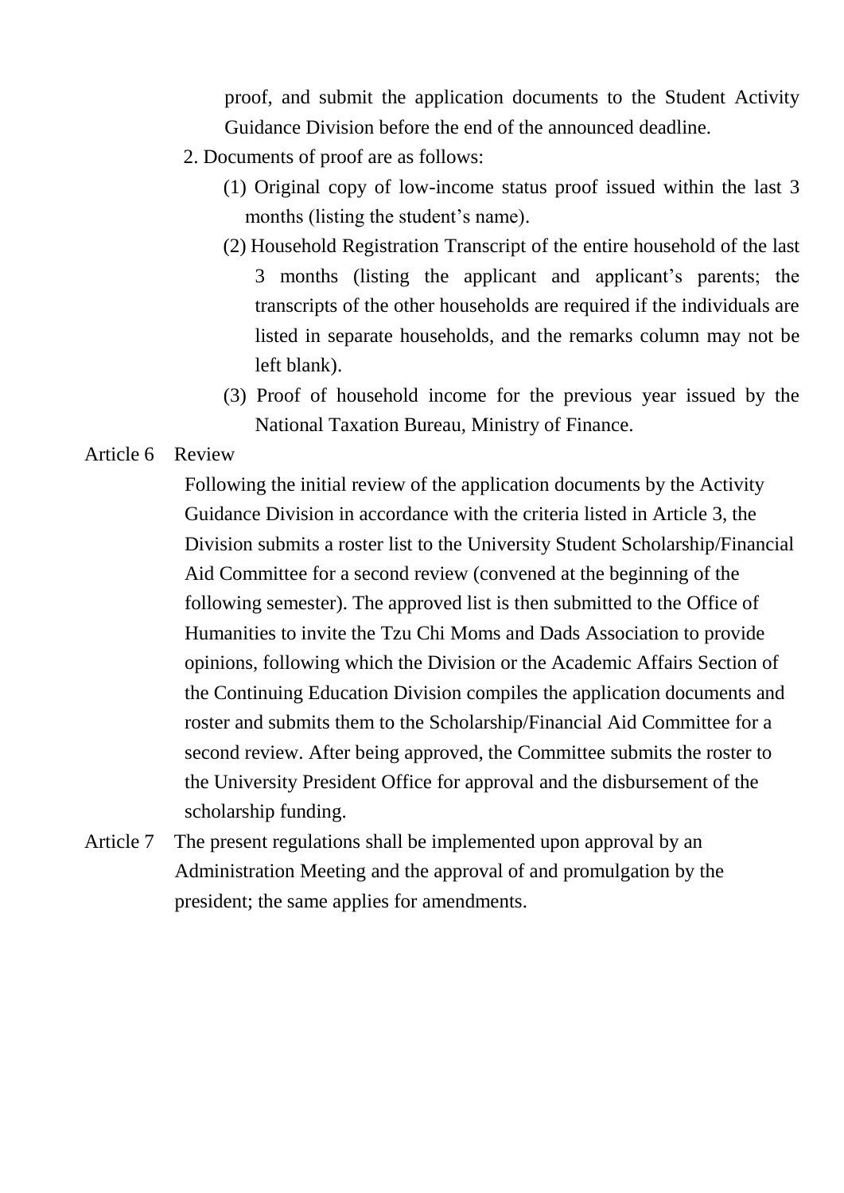proof, and submit the application documents to the Student Activity Guidance Division before the end of the announced deadline.

2. Documents of proof are as follows:
   (1) Original copy of low-income status proof issued within the last 3 months (listing the student's name).
   (2) Household Registration Transcript of the entire household of the last 3 months (listing the applicant and applicant's parents; the transcripts of the other households are required if the individuals are listed in separate households, and the remarks column may not be left blank).
   (3) Proof of household income for the previous year issued by the National Taxation Bureau, Ministry of Finance.

Article 6 Review

Following the initial review of the application documents by the Activity Guidance Division in accordance with the criteria listed in Article 3, the Division submits a roster list to the University Student Scholarship/Financial Aid Committee for a second review (convened at the beginning of the following semester). The approved list is then submitted to the Office of Humanities to invite the Tzu Chi Moms and Dads Association to provide opinions, following which the Division or the Academic Affairs Section of the Continuing Education Division compiles the application documents and roster and submits them to the Scholarship/Financial Aid Committee for a second review. After being approved, the Committee submits the roster to the University President Office for approval and the disbursement of the scholarship funding.

Article 7 The present regulations shall be implemented upon approval by an Administration Meeting and the approval of and promulgation by the president; the same applies for amendments.